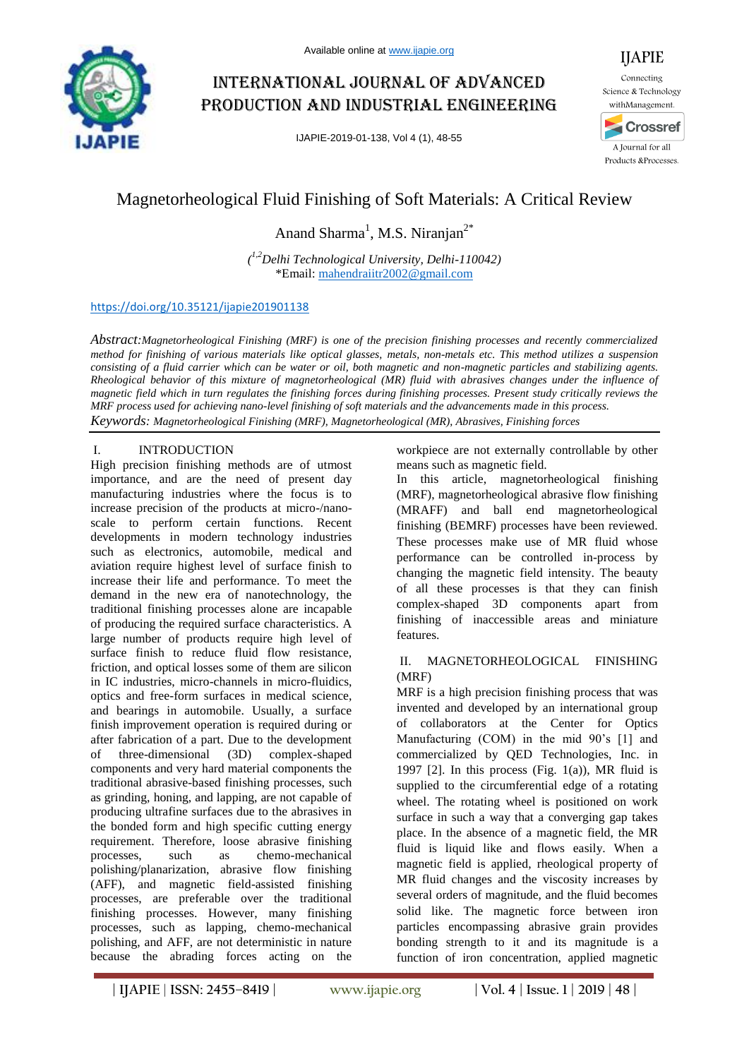# Magnetorheological Fluid Finishing of Soft Materials: A Critical Review

Anand Sharma[1], M.S. Niranjan[2*]

([1,2]Delhi Technological University, Delhi-110042)
*Email: mahendraiitr2002@gmail.com

https://doi.org/10.35121/ijapie201901138

*Abstract:* *Magnetorheological Finishing (MRF) is one of the precision finishing processes and recently commercialized method for finishing of various materials like optical glasses, metals, non-metals etc. This method utilizes a suspension consisting of a fluid carrier which can be water or oil, both magnetic and non-magnetic particles and stabilizing agents. Rheological behavior of this mixture of magnetorheological (MR) fluid with abrasives changes under the influence of magnetic field which in turn regulates the finishing forces during finishing processes. Present study critically reviews the MRF process used for achieving nano-level finishing of soft materials and the advancements made in this process.*

*Keywords:* *Magnetorheological Finishing (MRF), Magnetorheological (MR), Abrasives, Finishing forces*

## I. INTRODUCTION

High precision finishing methods are of utmost importance, and are the need of present day manufacturing industries where the focus is to increase precision of the products at micro-/nano-scale to perform certain functions. Recent developments in modern technology industries such as electronics, automobile, medical and aviation require highest level of surface finish to increase their life and performance. To meet the demand in the new era of nanotechnology, the traditional finishing processes alone are incapable of producing the required surface characteristics. A large number of products require high level of surface finish to reduce fluid flow resistance, friction, and optical losses some of them are silicon in IC industries, micro-channels in micro-fluidics, optics and free-form surfaces in medical science, and bearings in automobile. Usually, a surface finish improvement operation is required during or after fabrication of a part. Due to the development of three-dimensional (3D) complex-shaped components and very hard material components the traditional abrasive-based finishing processes, such as grinding, honing, and lapping, are not capable of producing ultrafine surfaces due to the abrasives in the bonded form and high specific cutting energy requirement. Therefore, loose abrasive finishing processes, such as chemo-mechanical polishing/planarization, abrasive flow finishing (AFF), and magnetic field-assisted finishing processes, are preferable over the traditional finishing processes. However, many finishing processes, such as lapping, chemo-mechanical polishing, and AFF, are not deterministic in nature because the abrading forces acting on the workpiece are not externally controllable by other means such as magnetic field.

In this article, magnetorheological finishing (MRF), magnetorheological abrasive flow finishing (MRAFF) and ball end magnetorheological finishing (BEMRF) processes have been reviewed. These processes make use of MR fluid whose performance can be controlled in-process by changing the magnetic field intensity. The beauty of all these processes is that they can finish complex-shaped 3D components apart from finishing of inaccessible areas and miniature features.

## II. MAGNETORHEOLOGICAL FINISHING (MRF)

MRF is a high precision finishing process that was invented and developed by an international group of collaborators at the Center for Optics Manufacturing (COM) in the mid 90's [1] and commercialized by QED Technologies, Inc. in 1997 [2]. In this process (Fig. 1(a)), MR fluid is supplied to the circumferential edge of a rotating wheel. The rotating wheel is positioned on work surface in such a way that a converging gap takes place. In the absence of a magnetic field, the MR fluid is liquid like and flows easily. When a magnetic field is applied, rheological property of MR fluid changes and the viscosity increases by several orders of magnitude, and the fluid becomes solid like. The magnetic force between iron particles encompassing abrasive grain provides bonding strength to it and its magnitude is a function of iron concentration, applied magnetic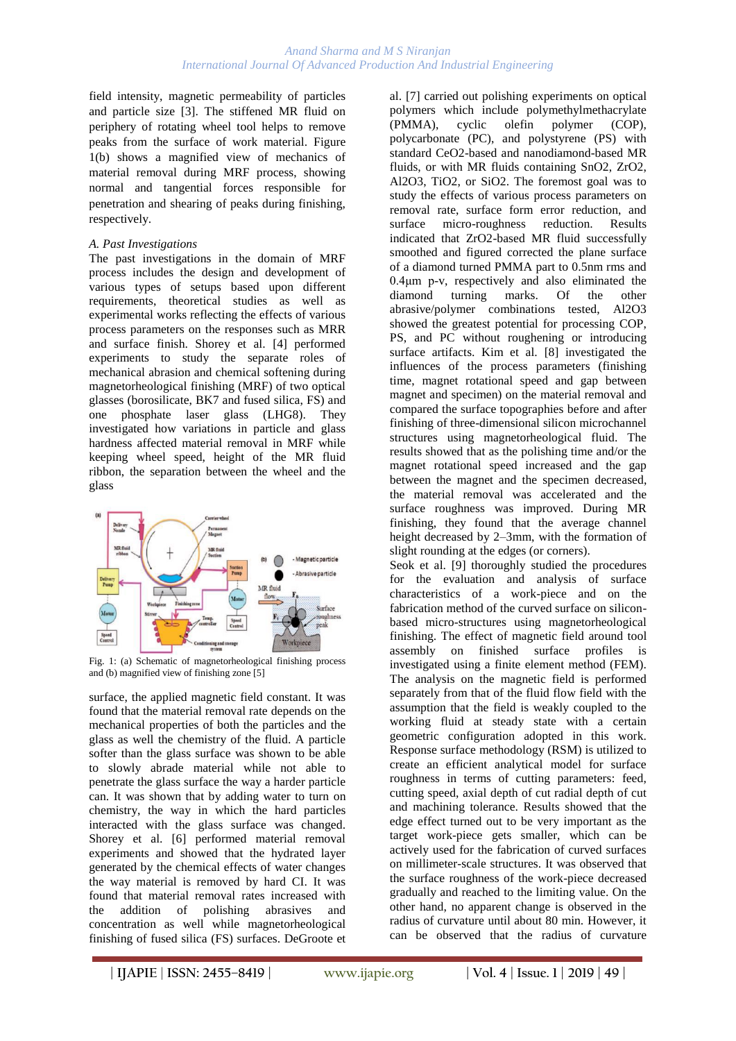field intensity, magnetic permeability of particles and particle size [3]. The stiffened MR fluid on periphery of rotating wheel tool helps to remove peaks from the surface of work material. Figure 1(b) shows a magnified view of mechanics of material removal during MRF process, showing normal and tangential forces responsible for penetration and shearing of peaks during finishing, respectively.

*A. Past Investigations*

The past investigations in the domain of MRF process includes the design and development of various types of setups based upon different requirements, theoretical studies as well as experimental works reflecting the effects of various process parameters on the responses such as MRR and surface finish. Shorey et al. [4] performed experiments to study the separate roles of mechanical abrasion and chemical softening during magnetorheological finishing (MRF) of two optical glasses (borosilicate, BK7 and fused silica, FS) and one phosphate laser glass (LHG8). They investigated how variations in particle and glass hardness affected material removal in MRF while keeping wheel speed, height of the MR fluid ribbon, the separation between the wheel and the glass

Fig. 1: (a) Schematic of magnetorheological finishing process and (b) magnified view of finishing zone [5]

surface, the applied magnetic field constant. It was found that the material removal rate depends on the mechanical properties of both the particles and the glass as well the chemistry of the fluid. A particle softer than the glass surface was shown to be able to slowly abrade material while not able to penetrate the glass surface the way a harder particle can. It was shown that by adding water to turn on chemistry, the way in which the hard particles interacted with the glass surface was changed. Shorey et al. [6] performed material removal experiments and showed that the hydrated layer generated by the chemical effects of water changes the way material is removed by hard CI. It was found that material removal rates increased with the addition of polishing abrasives and concentration as well while magnetorheological finishing of fused silica (FS) surfaces. DeGroote et al. [7] carried out polishing experiments on optical polymers which include polymethylmethacrylate (PMMA), cyclic olefin polymer (COP), polycarbonate (PC), and polystyrene (PS) with standard $CeO_2$-based and nanodiamond-based MR fluids, or with MR fluids containing $SnO_2$, $ZrO_2$, $Al_2O_3$, $TiO_2$, or $SiO_2$. The foremost goal was to study the effects of various process parameters on removal rate, surface form error reduction, and surface micro-roughness reduction. Results indicated that $ZrO_2$-based MR fluid successfully smoothed and figured corrected the plane surface of a diamond turned PMMA part to 0.5nm rms and 0.4µm p-v, respectively and also eliminated the diamond turning marks. Of the other abrasive/polymer combinations tested, $Al_2O_3$ showed the greatest potential for processing COP, PS, and PC without roughening or introducing surface artifacts. Kim et al. [8] investigated the influences of the process parameters (finishing time, magnet rotational speed and gap between magnet and specimen) on the material removal and compared the surface topographies before and after finishing of three-dimensional silicon microchannel structures using magnetorheological fluid. The results showed that as the polishing time and/or the magnet rotational speed increased and the gap between the magnet and the specimen decreased, the material removal was accelerated and the surface roughness was improved. During MR finishing, they found that the average channel height decreased by 2–3mm, with the formation of slight rounding at the edges (or corners).

Seok et al. [9] thoroughly studied the procedures for the evaluation and analysis of surface characteristics of a work-piece and on the fabrication method of the curved surface on silicon-based micro-structures using magnetorheological finishing. The effect of magnetic field around tool assembly on finished surface profiles is investigated using a finite element method (FEM). The analysis on the magnetic field is performed separately from that of the fluid flow field with the assumption that the field is weakly coupled to the working fluid at steady state with a certain geometric configuration adopted in this work. Response surface methodology (RSM) is utilized to create an efficient analytical model for surface roughness in terms of cutting parameters: feed, cutting speed, axial depth of cut radial depth of cut and machining tolerance. Results showed that the edge effect turned out to be very important as the target work-piece gets smaller, which can be actively used for the fabrication of curved surfaces on millimeter-scale structures. It was observed that the surface roughness of the work-piece decreased gradually and reached to the limiting value. On the other hand, no apparent change is observed in the radius of curvature until about 80 min. However, it can be observed that the radius of curvature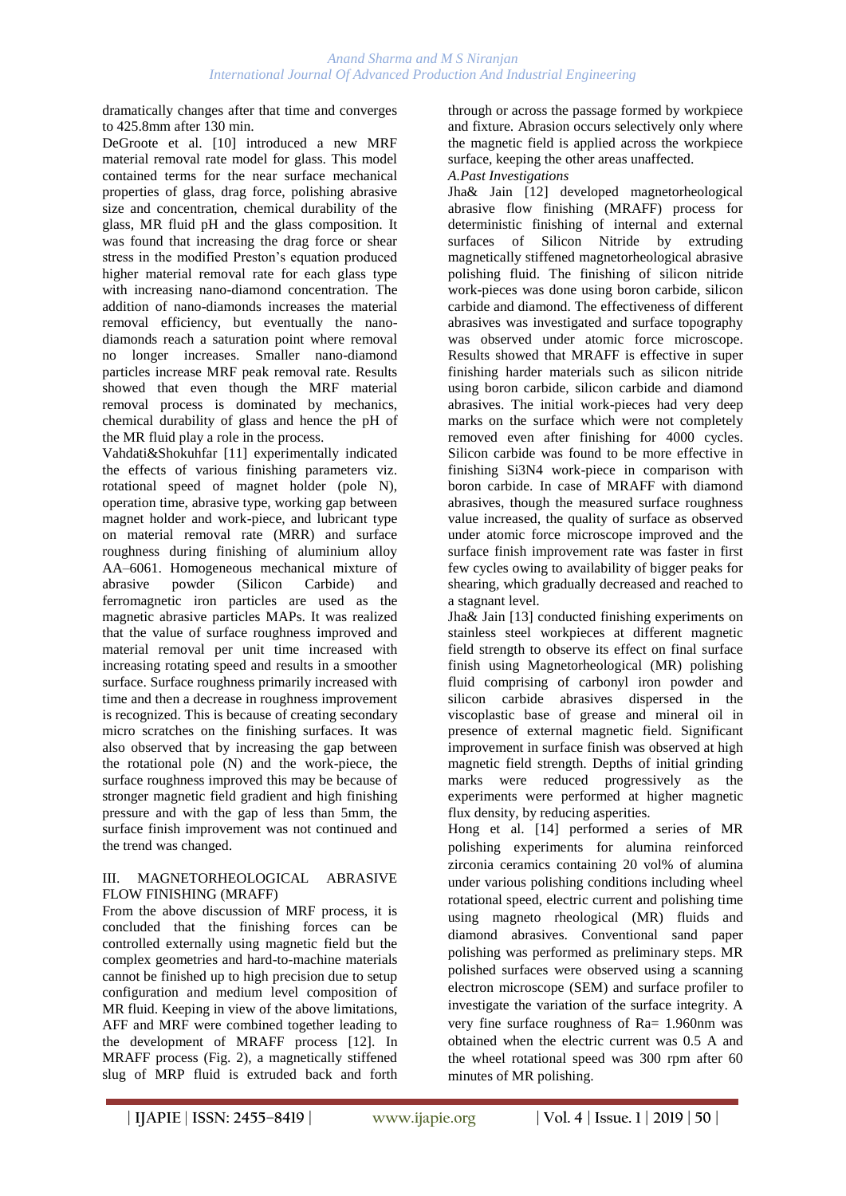dramatically changes after that time and converges to 425.8mm after 130 min.

DeGroote et al. [10] introduced a new MRF material removal rate model for glass. This model contained terms for the near surface mechanical properties of glass, drag force, polishing abrasive size and concentration, chemical durability of the glass, MR fluid pH and the glass composition. It was found that increasing the drag force or shear stress in the modified Preston's equation produced higher material removal rate for each glass type with increasing nano-diamond concentration. The addition of nano-diamonds increases the material removal efficiency, but eventually the nano-diamonds reach a saturation point where removal no longer increases. Smaller nano-diamond particles increase MRF peak removal rate. Results showed that even though the MRF material removal process is dominated by mechanics, chemical durability of glass and hence the pH of the MR fluid play a role in the process.

Vahdati&Shokuhfar [11] experimentally indicated the effects of various finishing parameters viz. rotational speed of magnet holder (pole N), operation time, abrasive type, working gap between magnet holder and work-piece, and lubricant type on material removal rate (MRR) and surface roughness during finishing of aluminium alloy AA–6061. Homogeneous mechanical mixture of abrasive powder (Silicon Carbide) and ferromagnetic iron particles are used as the magnetic abrasive particles MAPs. It was realized that the value of surface roughness improved and material removal per unit time increased with increasing rotating speed and results in a smoother surface. Surface roughness primarily increased with time and then a decrease in roughness improvement is recognized. This is because of creating secondary micro scratches on the finishing surfaces. It was also observed that by increasing the gap between the rotational pole (N) and the work-piece, the surface roughness improved this may be because of stronger magnetic field gradient and high finishing pressure and with the gap of less than 5mm, the surface finish improvement was not continued and the trend was changed.

## III. MAGNETORHEOLOGICAL ABRASIVE FLOW FINISHING (MRAFF)

From the above discussion of MRF process, it is concluded that the finishing forces can be controlled externally using magnetic field but the complex geometries and hard-to-machine materials cannot be finished up to high precision due to setup configuration and medium level composition of MR fluid. Keeping in view of the above limitations, AFF and MRF were combined together leading to the development of MRAFF process [12]. In MRAFF process (Fig. 2), a magnetically stiffened slug of MRP fluid is extruded back and forth through or across the passage formed by workpiece and fixture. Abrasion occurs selectively only where the magnetic field is applied across the workpiece surface, keeping the other areas unaffected.

### *A.Past Investigations*

Jha& Jain [12] developed magnetorheological abrasive flow finishing (MRAFF) process for deterministic finishing of internal and external surfaces of Silicon Nitride by extruding magnetically stiffened magnetorheological abrasive polishing fluid. The finishing of silicon nitride work-pieces was done using boron carbide, silicon carbide and diamond. The effectiveness of different abrasives was investigated and surface topography was observed under atomic force microscope. Results showed that MRAFF is effective in super finishing harder materials such as silicon nitride using boron carbide, silicon carbide and diamond abrasives. The initial work-pieces had very deep marks on the surface which were not completely removed even after finishing for 4000 cycles. Silicon carbide was found to be more effective in finishing $Si_3N_4$ work-piece in comparison with boron carbide. In case of MRAFF with diamond abrasives, though the measured surface roughness value increased, the quality of surface as observed under atomic force microscope improved and the surface finish improvement rate was faster in first few cycles owing to availability of bigger peaks for shearing, which gradually decreased and reached to a stagnant level.

Jha& Jain [13] conducted finishing experiments on stainless steel workpieces at different magnetic field strength to observe its effect on final surface finish using Magnetorheological (MR) polishing fluid comprising of carbonyl iron powder and silicon carbide abrasives dispersed in the viscoplastic base of grease and mineral oil in presence of external magnetic field. Significant improvement in surface finish was observed at high magnetic field strength. Depths of initial grinding marks were reduced progressively as the experiments were performed at higher magnetic flux density, by reducing asperities.

Hong et al. [14] performed a series of MR polishing experiments for alumina reinforced zirconia ceramics containing 20 vol% of alumina under various polishing conditions including wheel rotational speed, electric current and polishing time using magneto rheological (MR) fluids and diamond abrasives. Conventional sand paper polishing was performed as preliminary steps. MR polished surfaces were observed using a scanning electron microscope (SEM) and surface profiler to investigate the variation of the surface integrity. A very fine surface roughness of Ra= 1.960nm was obtained when the electric current was 0.5 A and the wheel rotational speed was 300 rpm after 60 minutes of MR polishing.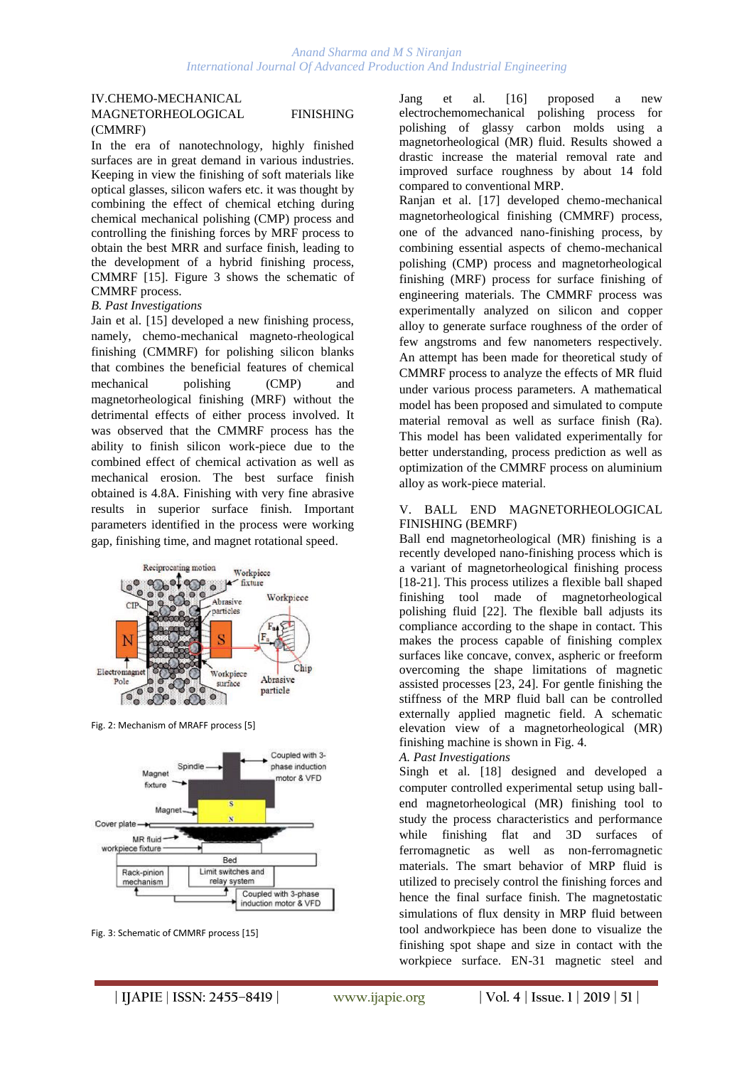## IV. CHEMO-MECHANICAL MAGNETORHEOLOGICAL FINISHING (CMMRF)

In the era of nanotechnology, highly finished surfaces are in great demand in various industries. Keeping in view the finishing of soft materials like optical glasses, silicon wafers etc. it was thought by combining the effect of chemical etching during chemical mechanical polishing (CMP) process and controlling the finishing forces by MRF process to obtain the best MRR and surface finish, leading to the development of a hybrid finishing process, CMMRF [15]. Figure 3 shows the schematic of CMMRF process.

### *B. Past Investigations*

Jain et al. [15] developed a new finishing process, namely, chemo-mechanical magneto-rheological finishing (CMMRF) for polishing silicon blanks that combines the beneficial features of chemical mechanical polishing (CMP) and magnetorheological finishing (MRF) without the detrimental effects of either process involved. It was observed that the CMMRF process has the ability to finish silicon work-piece due to the combined effect of chemical activation as well as mechanical erosion. The best surface finish obtained is 4.8A. Finishing with very fine abrasive results in superior surface finish. Important parameters identified in the process were working gap, finishing time, and magnet rotational speed.

Fig. 2: Mechanism of MRAFF process [5]

Fig. 3: Schematic of CMMRF process [15]

Jang et al. [16] proposed a new electrochemomechanical polishing process for polishing of glassy carbon molds using a magnetorheological (MR) fluid. Results showed a drastic increase the material removal rate and improved surface roughness by about 14 fold compared to conventional MRP.

Ranjan et al. [17] developed chemo-mechanical magnetorheological finishing (CMMRF) process, one of the advanced nano-finishing process, by combining essential aspects of chemo-mechanical polishing (CMP) process and magnetorheological finishing (MRF) process for surface finishing of engineering materials. The CMMRF process was experimentally analyzed on silicon and copper alloy to generate surface roughness of the order of few angstroms and few nanometers respectively. An attempt has been made for theoretical study of CMMRF process to analyze the effects of MR fluid under various process parameters. A mathematical model has been proposed and simulated to compute material removal as well as surface finish (Ra). This model has been validated experimentally for better understanding, process prediction as well as optimization of the CMMRF process on aluminium alloy as work-piece material.

## V. BALL END MAGNETORHEOLOGICAL FINISHING (BEMRF)

Ball end magnetorheological (MR) finishing is a recently developed nano-finishing process which is a variant of magnetorheological finishing process [18-21]. This process utilizes a flexible ball shaped finishing tool made of magnetorheological polishing fluid [22]. The flexible ball adjusts its compliance according to the shape in contact. This makes the process capable of finishing complex surfaces like concave, convex, aspheric or freeform overcoming the shape limitations of magnetic assisted processes [23, 24]. For gentle finishing the stiffness of the MRP fluid ball can be controlled externally applied magnetic field. A schematic elevation view of a magnetorheological (MR) finishing machine is shown in Fig. 4.

### *A. Past Investigations*

Singh et al. [18] designed and developed a computer controlled experimental setup using ball-end magnetorheological (MR) finishing tool to study the process characteristics and performance while finishing flat and 3D surfaces of ferromagnetic as well as non-ferromagnetic materials. The smart behavior of MRP fluid is utilized to precisely control the finishing forces and hence the final surface finish. The magnetostatic simulations of flux density in MRP fluid between tool andworkpiece has been done to visualize the finishing spot shape and size in contact with the workpiece surface. EN-31 magnetic steel and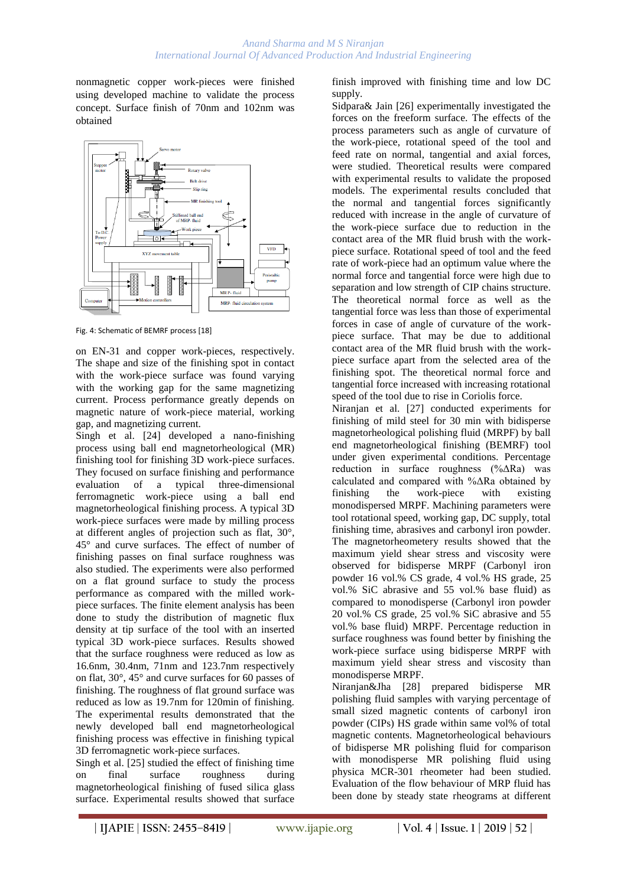nonmagnetic copper work-pieces were finished using developed machine to validate the process concept. Surface finish of 70nm and 102nm was obtained

Fig. 4: Schematic of BEMRF process [18]

on EN-31 and copper work-pieces, respectively. The shape and size of the finishing spot in contact with the work-piece surface was found varying with the working gap for the same magnetizing current. Process performance greatly depends on magnetic nature of work-piece material, working gap, and magnetizing current.

Singh et al. [24] developed a nano-finishing process using ball end magnetorheological (MR) finishing tool for finishing 3D work-piece surfaces. They focused on surface finishing and performance evaluation of a typical three-dimensional ferromagnetic work-piece using a ball end magnetorheological finishing process. A typical 3D work-piece surfaces were made by milling process at different angles of projection such as flat, 30°, 45° and curve surfaces. The effect of number of finishing passes on final surface roughness was also studied. The experiments were also performed on a flat ground surface to study the process performance as compared with the milled work-piece surfaces. The finite element analysis has been done to study the distribution of magnetic flux density at tip surface of the tool with an inserted typical 3D work-piece surfaces. Results showed that the surface roughness were reduced as low as 16.6nm, 30.4nm, 71nm and 123.7nm respectively on flat, 30°, 45° and curve surfaces for 60 passes of finishing. The roughness of flat ground surface was reduced as low as 19.7nm for 120min of finishing. The experimental results demonstrated that the newly developed ball end magnetorheological finishing process was effective in finishing typical 3D ferromagnetic work-piece surfaces.

Singh et al. [25] studied the effect of finishing time on final surface roughness during magnetorheological finishing of fused silica glass surface. Experimental results showed that surface finish improved with finishing time and low DC supply.

Sidpara& Jain [26] experimentally investigated the forces on the freeform surface. The effects of the process parameters such as angle of curvature of the work-piece, rotational speed of the tool and feed rate on normal, tangential and axial forces, were studied. Theoretical results were compared with experimental results to validate the proposed models. The experimental results concluded that the normal and tangential forces significantly reduced with increase in the angle of curvature of the work-piece surface due to reduction in the contact area of the MR fluid brush with the work-piece surface. Rotational speed of tool and the feed rate of work-piece had an optimum value where the normal force and tangential force were high due to separation and low strength of CIP chains structure. The theoretical normal force as well as the tangential force was less than those of experimental forces in case of angle of curvature of the work-piece surface. That may be due to additional contact area of the MR fluid brush with the work-piece surface apart from the selected area of the finishing spot. The theoretical normal force and tangential force increased with increasing rotational speed of the tool due to rise in Coriolis force.

Niranjan et al. [27] conducted experiments for finishing of mild steel for 30 min with bidisperse magnetorheological polishing fluid (MRPF) by ball end magnetorheological finishing (BEMRF) tool under given experimental conditions. Percentage reduction in surface roughness (%ΔRa) was calculated and compared with %ΔRa obtained by finishing the work-piece with existing monodispersed MRPF. Machining parameters were tool rotational speed, working gap, DC supply, total finishing time, abrasives and carbonyl iron powder. The magnetorheometery results showed that the maximum yield shear stress and viscosity were observed for bidisperse MRPF (Carbonyl iron powder 16 vol.% CS grade, 4 vol.% HS grade, 25 vol.% SiC abrasive and 55 vol.% base fluid) as compared to monodisperse (Carbonyl iron powder 20 vol.% CS grade, 25 vol.% SiC abrasive and 55 vol.% base fluid) MRPF. Percentage reduction in surface roughness was found better by finishing the work-piece surface using bidisperse MRPF with maximum yield shear stress and viscosity than monodisperse MRPF.

Niranjan&Jha [28] prepared bidisperse MR polishing fluid samples with varying percentage of small sized magnetic contents of carbonyl iron powder (CIPs) HS grade within same vol% of total magnetic contents. Magnetorheological behaviours of bidisperse MR polishing fluid for comparison with monodisperse MR polishing fluid using physica MCR-301 rheometer had been studied. Evaluation of the flow behaviour of MRP fluid has been done by steady state rheograms at different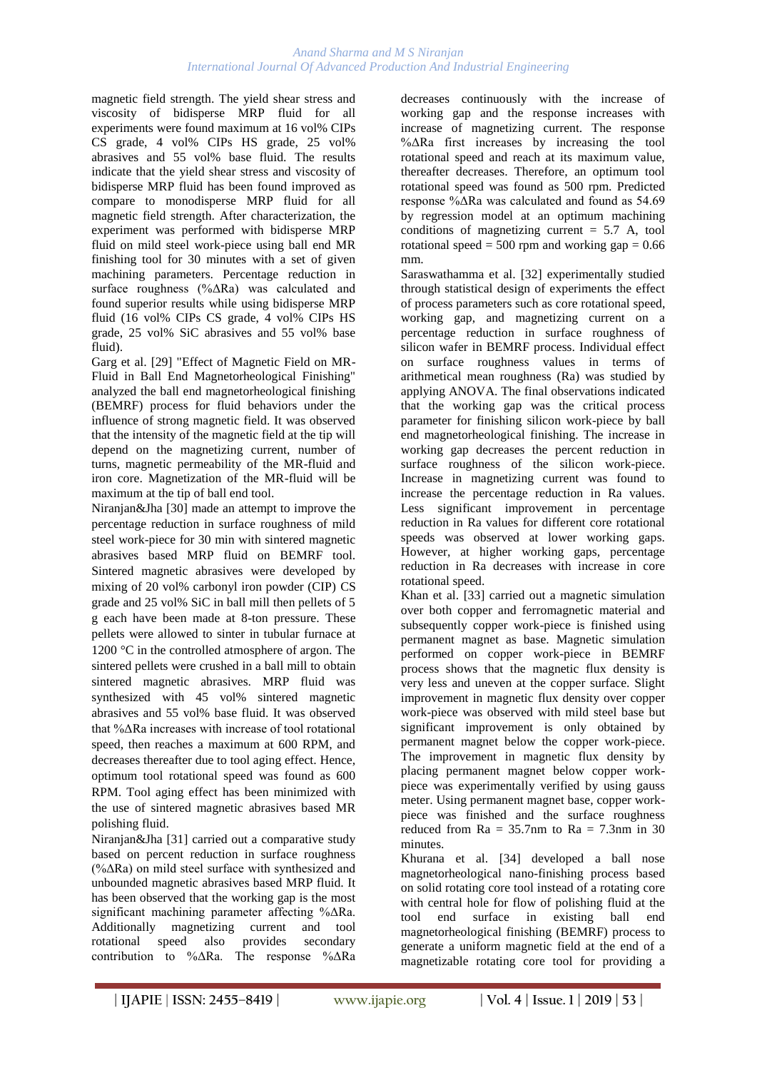magnetic field strength. The yield shear stress and viscosity of bidisperse MRP fluid for all experiments were found maximum at 16 vol% CIPs CS grade, 4 vol% CIPs HS grade, 25 vol% abrasives and 55 vol% base fluid. The results indicate that the yield shear stress and viscosity of bidisperse MRP fluid has been found improved as compare to monodisperse MRP fluid for all magnetic field strength. After characterization, the experiment was performed with bidisperse MRP fluid on mild steel work-piece using ball end MR finishing tool for 30 minutes with a set of given machining parameters. Percentage reduction in surface roughness (%ΔRa) was calculated and found superior results while using bidisperse MRP fluid (16 vol% CIPs CS grade, 4 vol% CIPs HS grade, 25 vol% SiC abrasives and 55 vol% base fluid).

Garg et al. [29] "Effect of Magnetic Field on MR-Fluid in Ball End Magnetorheological Finishing" analyzed the ball end magnetorheological finishing (BEMRF) process for fluid behaviors under the influence of strong magnetic field. It was observed that the intensity of the magnetic field at the tip will depend on the magnetizing current, number of turns, magnetic permeability of the MR-fluid and iron core. Magnetization of the MR-fluid will be maximum at the tip of ball end tool.

Niranjan&Jha [30] made an attempt to improve the percentage reduction in surface roughness of mild steel work-piece for 30 min with sintered magnetic abrasives based MRP fluid on BEMRF tool. Sintered magnetic abrasives were developed by mixing of 20 vol% carbonyl iron powder (CIP) CS grade and 25 vol% SiC in ball mill then pellets of 5 g each have been made at 8-ton pressure. These pellets were allowed to sinter in tubular furnace at 1200 °C in the controlled atmosphere of argon. The sintered pellets were crushed in a ball mill to obtain sintered magnetic abrasives. MRP fluid was synthesized with 45 vol% sintered magnetic abrasives and 55 vol% base fluid. It was observed that %ΔRa increases with increase of tool rotational speed, then reaches a maximum at 600 RPM, and decreases thereafter due to tool aging effect. Hence, optimum tool rotational speed was found as 600 RPM. Tool aging effect has been minimized with the use of sintered magnetic abrasives based MR polishing fluid.

Niranjan&Jha [31] carried out a comparative study based on percent reduction in surface roughness (%ΔRa) on mild steel surface with synthesized and unbounded magnetic abrasives based MRP fluid. It has been observed that the working gap is the most significant machining parameter affecting %ΔRa. Additionally magnetizing current and tool rotational speed also provides secondary contribution to %ΔRa. The response %ΔRa decreases continuously with the increase of working gap and the response increases with increase of magnetizing current. The response %ΔRa first increases by increasing the tool rotational speed and reach at its maximum value, thereafter decreases. Therefore, an optimum tool rotational speed was found as 500 rpm. Predicted response %ΔRa was calculated and found as 54.69 by regression model at an optimum machining conditions of magnetizing current = 5.7 A, tool rotational speed = 500 rpm and working gap = 0.66 mm.

Saraswathamma et al. [32] experimentally studied through statistical design of experiments the effect of process parameters such as core rotational speed, working gap, and magnetizing current on a percentage reduction in surface roughness of silicon wafer in BEMRF process. Individual effect on surface roughness values in terms of arithmetical mean roughness (Ra) was studied by applying ANOVA. The final observations indicated that the working gap was the critical process parameter for finishing silicon work-piece by ball end magnetorheological finishing. The increase in working gap decreases the percent reduction in surface roughness of the silicon work-piece. Increase in magnetizing current was found to increase the percentage reduction in Ra values. Less significant improvement in percentage reduction in Ra values for different core rotational speeds was observed at lower working gaps. However, at higher working gaps, percentage reduction in Ra decreases with increase in core rotational speed.

Khan et al. [33] carried out a magnetic simulation over both copper and ferromagnetic material and subsequently copper work-piece is finished using permanent magnet as base. Magnetic simulation performed on copper work-piece in BEMRF process shows that the magnetic flux density is very less and uneven at the copper surface. Slight improvement in magnetic flux density over copper work-piece was observed with mild steel base but significant improvement is only obtained by permanent magnet below the copper work-piece. The improvement in magnetic flux density by placing permanent magnet below copper work-piece was experimentally verified by using gauss meter. Using permanent magnet base, copper work-piece was finished and the surface roughness reduced from Ra = 35.7nm to Ra = 7.3nm in 30 minutes.

Khurana et al. [34] developed a ball nose magnetorheological nano-finishing process based on solid rotating core tool instead of a rotating core with central hole for flow of polishing fluid at the tool end surface in existing ball end magnetorheological finishing (BEMRF) process to generate a uniform magnetic field at the end of a magnetizable rotating core tool for providing a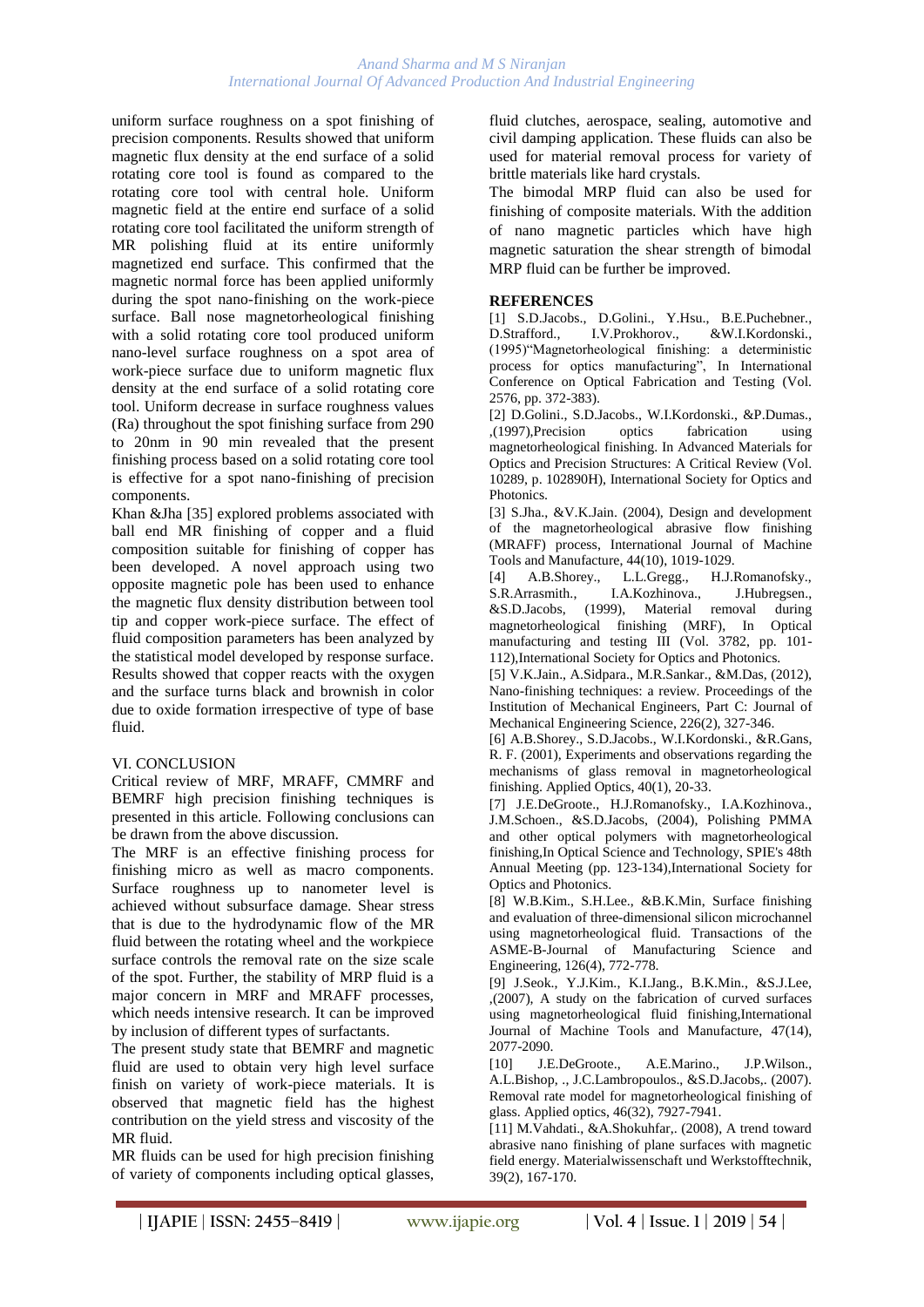uniform surface roughness on a spot finishing of precision components. Results showed that uniform magnetic flux density at the end surface of a solid rotating core tool is found as compared to the rotating core tool with central hole. Uniform magnetic field at the entire end surface of a solid rotating core tool facilitated the uniform strength of MR polishing fluid at its entire uniformly magnetized end surface. This confirmed that the magnetic normal force has been applied uniformly during the spot nano-finishing on the work-piece surface. Ball nose magnetorheological finishing with a solid rotating core tool produced uniform nano-level surface roughness on a spot area of work-piece surface due to uniform magnetic flux density at the end surface of a solid rotating core tool. Uniform decrease in surface roughness values (Ra) throughout the spot finishing surface from 290 to 20nm in 90 min revealed that the present finishing process based on a solid rotating core tool is effective for a spot nano-finishing of precision components.

Khan &Jha [35] explored problems associated with ball end MR finishing of copper and a fluid composition suitable for finishing of copper has been developed. A novel approach using two opposite magnetic pole has been used to enhance the magnetic flux density distribution between tool tip and copper work-piece surface. The effect of fluid composition parameters has been analyzed by the statistical model developed by response surface. Results showed that copper reacts with the oxygen and the surface turns black and brownish in color due to oxide formation irrespective of type of base fluid.

## VI. CONCLUSION

Critical review of MRF, MRAFF, CMMRF and BEMRF high precision finishing techniques is presented in this article. Following conclusions can be drawn from the above discussion.

The MRF is an effective finishing process for finishing micro as well as macro components. Surface roughness up to nanometer level is achieved without subsurface damage. Shear stress that is due to the hydrodynamic flow of the MR fluid between the rotating wheel and the workpiece surface controls the removal rate on the size scale of the spot. Further, the stability of MRP fluid is a major concern in MRF and MRAFF processes, which needs intensive research. It can be improved by inclusion of different types of surfactants.

The present study state that BEMRF and magnetic fluid are used to obtain very high level surface finish on variety of work-piece materials. It is observed that magnetic field has the highest contribution on the yield stress and viscosity of the MR fluid.

MR fluids can be used for high precision finishing of variety of components including optical glasses, fluid clutches, aerospace, sealing, automotive and civil damping application. These fluids can also be used for material removal process for variety of brittle materials like hard crystals.

The bimodal MRP fluid can also be used for finishing of composite materials. With the addition of nano magnetic particles which have high magnetic saturation the shear strength of bimodal MRP fluid can be further be improved.

## REFERENCES

[1] S.D.Jacobs., D.Golini., Y.Hsu., B.E.Puchebner., D.Strafford., I.V.Prokhorov., &W.I.Kordonski., (1995)"Magnetorheological finishing: a deterministic process for optics manufacturing", In International Conference on Optical Fabrication and Testing (Vol. 2576, pp. 372-383).

[2] D.Golini., S.D.Jacobs., W.I.Kordonski., &P.Dumas., ,(1997),Precision optics fabrication using magnetorheological finishing. In Advanced Materials for Optics and Precision Structures: A Critical Review (Vol. 10289, p. 102890H), International Society for Optics and Photonics.

[3] S.Jha., &V.K.Jain. (2004), Design and development of the magnetorheological abrasive flow finishing (MRAFF) process, International Journal of Machine Tools and Manufacture, 44(10), 1019-1029.

[4] A.B.Shorey., L.L.Gregg., H.J.Romanofsky., S.R.Arrasmith., I.A.Kozhinova., J.Hubregsen., &S.D.Jacobs, (1999), Material removal during magnetorheological finishing (MRF), In Optical manufacturing and testing III (Vol. 3782, pp. 101-112),International Society for Optics and Photonics.

[5] V.K.Jain., A.Sidpara., M.R.Sankar., &M.Das, (2012), Nano-finishing techniques: a review. Proceedings of the Institution of Mechanical Engineers, Part C: Journal of Mechanical Engineering Science, 226(2), 327-346.

[6] A.B.Shorey., S.D.Jacobs., W.I.Kordonski., &R.Gans, R. F. (2001), Experiments and observations regarding the mechanisms of glass removal in magnetorheological finishing. Applied Optics, 40(1), 20-33.

[7] J.E.DeGroote., H.J.Romanofsky., I.A.Kozhinova., J.M.Schoen., &S.D.Jacobs, (2004), Polishing PMMA and other optical polymers with magnetorheological finishing,In Optical Science and Technology, SPIE's 48th Annual Meeting (pp. 123-134),International Society for Optics and Photonics.

[8] W.B.Kim., S.H.Lee., &B.K.Min, Surface finishing and evaluation of three-dimensional silicon microchannel using magnetorheological fluid. Transactions of the ASME-B-Journal of Manufacturing Science and Engineering, 126(4), 772-778.

[9] J.Seok., Y.J.Kim., K.I.Jang., B.K.Min., &S.J.Lee, ,(2007), A study on the fabrication of curved surfaces using magnetorheological fluid finishing,International Journal of Machine Tools and Manufacture, 47(14), 2077-2090.

[10] J.E.DeGroote., A.E.Marino., J.P.Wilson., A.L.Bishop, ., J.C.Lambropoulos., &S.D.Jacobs,. (2007). Removal rate model for magnetorheological finishing of glass. Applied optics, 46(32), 7927-7941.

[11] M.Vahdati., &A.Shokuhfar,. (2008), A trend toward abrasive nano finishing of plane surfaces with magnetic field energy. Materialwissenschaft und Werkstofftechnik, 39(2), 167-170.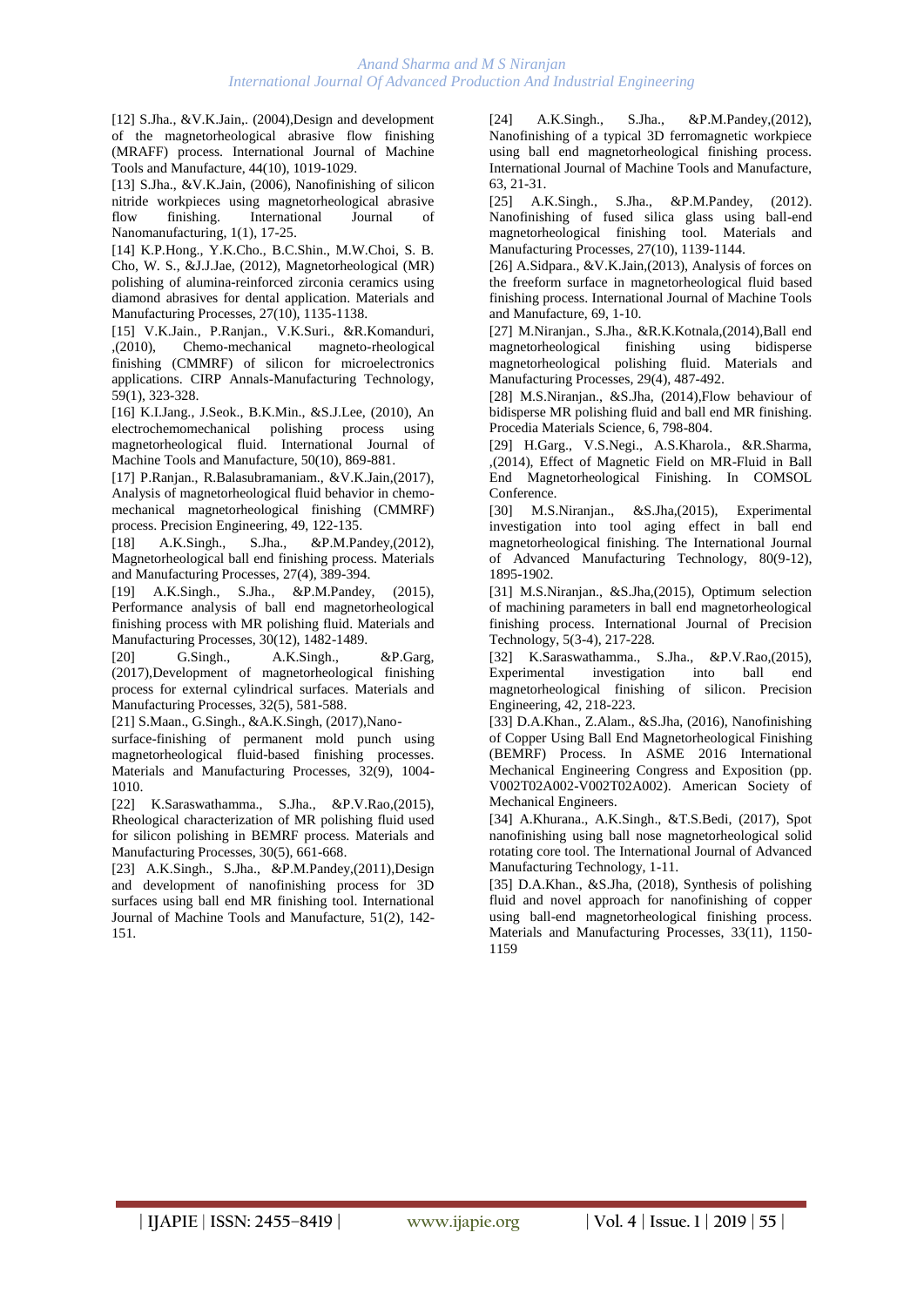[12] S.Jha., &V.K.Jain,. (2004),Design and development of the magnetorheological abrasive flow finishing (MRAFF) process. International Journal of Machine Tools and Manufacture, 44(10), 1019-1029.

[13] S.Jha., &V.K.Jain, (2006), Nanofinishing of silicon nitride workpieces using magnetorheological abrasive flow finishing. International Journal of Nanomanufacturing, 1(1), 17-25.

[14] K.P.Hong., Y.K.Cho., B.C.Shin., M.W.Choi, S. B. Cho, W. S., &J.J.Jae, (2012), Magnetorheological (MR) polishing of alumina-reinforced zirconia ceramics using diamond abrasives for dental application. Materials and Manufacturing Processes, 27(10), 1135-1138.

[15] V.K.Jain., P.Ranjan., V.K.Suri., &R.Komanduri, ,(2010), Chemo-mechanical magneto-rheological finishing (CMMRF) of silicon for microelectronics applications. CIRP Annals-Manufacturing Technology, 59(1), 323-328.

[16] K.I.Jang., J.Seok., B.K.Min., &S.J.Lee, (2010), An electrochemomechanical polishing process using magnetorheological fluid. International Journal of Machine Tools and Manufacture, 50(10), 869-881.

[17] P.Ranjan., R.Balasubramaniam., &V.K.Jain,(2017), Analysis of magnetorheological fluid behavior in chemo-mechanical magnetorheological finishing (CMMRF) process. Precision Engineering, 49, 122-135.

[18] A.K.Singh., S.Jha., &P.M.Pandey,(2012), Magnetorheological ball end finishing process. Materials and Manufacturing Processes, 27(4), 389-394.

[19] A.K.Singh., S.Jha., &P.M.Pandey, (2015), Performance analysis of ball end magnetorheological finishing process with MR polishing fluid. Materials and Manufacturing Processes, 30(12), 1482-1489.

[20] G.Singh., A.K.Singh., &P.Garg, (2017),Development of magnetorheological finishing process for external cylindrical surfaces. Materials and Manufacturing Processes, 32(5), 581-588.

[21] S.Maan., G.Singh., &A.K.Singh, (2017),Nano-surface-finishing of permanent mold punch using magnetorheological fluid-based finishing processes. Materials and Manufacturing Processes, 32(9), 1004-1010.

[22] K.Saraswathamma., S.Jha., &P.V.Rao,(2015), Rheological characterization of MR polishing fluid used for silicon polishing in BEMRF process. Materials and Manufacturing Processes, 30(5), 661-668.

[23] A.K.Singh., S.Jha., &P.M.Pandey,(2011),Design and development of nanofinishing process for 3D surfaces using ball end MR finishing tool. International Journal of Machine Tools and Manufacture, 51(2), 142-151.

[24] A.K.Singh., S.Jha., &P.M.Pandey,(2012), Nanofinishing of a typical 3D ferromagnetic workpiece using ball end magnetorheological finishing process. International Journal of Machine Tools and Manufacture, 63, 21-31.

[25] A.K.Singh., S.Jha., &P.M.Pandey, (2012). Nanofinishing of fused silica glass using ball-end magnetorheological finishing tool. Materials and Manufacturing Processes, 27(10), 1139-1144.

[26] A.Sidpara., &V.K.Jain,(2013), Analysis of forces on the freeform surface in magnetorheological fluid based finishing process. International Journal of Machine Tools and Manufacture, 69, 1-10.

[27] M.Niranjan., S.Jha., &R.K.Kotnala,(2014),Ball end magnetorheological finishing using bidisperse magnetorheological polishing fluid. Materials and Manufacturing Processes, 29(4), 487-492.

[28] M.S.Niranjan., &S.Jha, (2014),Flow behaviour of bidisperse MR polishing fluid and ball end MR finishing. Procedia Materials Science, 6, 798-804.

[29] H.Garg., V.S.Negi., A.S.Kharola., &R.Sharma, ,(2014), Effect of Magnetic Field on MR-Fluid in Ball End Magnetorheological Finishing. In COMSOL Conference.

[30] M.S.Niranjan., &S.Jha,(2015), Experimental investigation into tool aging effect in ball end magnetorheological finishing. The International Journal of Advanced Manufacturing Technology, 80(9-12), 1895-1902.

[31] M.S.Niranjan., &S.Jha,(2015), Optimum selection of machining parameters in ball end magnetorheological finishing process. International Journal of Precision Technology, 5(3-4), 217-228.

[32] K.Saraswathamma., S.Jha., &P.V.Rao,(2015), Experimental investigation into ball end magnetorheological finishing of silicon. Precision Engineering, 42, 218-223.

[33] D.A.Khan., Z.Alam., &S.Jha, (2016), Nanofinishing of Copper Using Ball End Magnetorheological Finishing (BEMRF) Process. In ASME 2016 International Mechanical Engineering Congress and Exposition (pp. V002T02A002-V002T02A002). American Society of Mechanical Engineers.

[34] A.Khurana., A.K.Singh., &T.S.Bedi, (2017), Spot nanofinishing using ball nose magnetorheological solid rotating core tool. The International Journal of Advanced Manufacturing Technology, 1-11.

[35] D.A.Khan., &S.Jha, (2018), Synthesis of polishing fluid and novel approach for nanofinishing of copper using ball-end magnetorheological finishing process. Materials and Manufacturing Processes, 33(11), 1150-1159